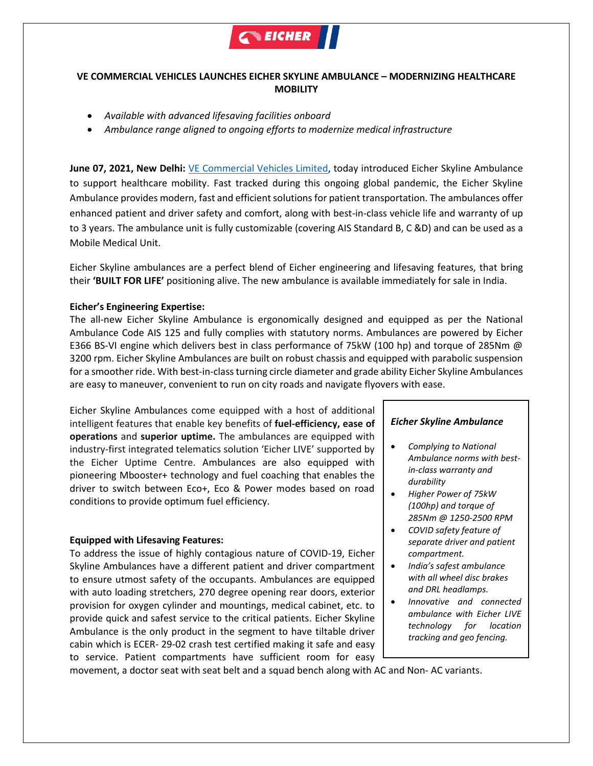# VE COMMERCIAL VEHICLES LAUNCHES EICHER SKYLINE AMBULANCE – MODERNIZING HEALTHCARE MOBILITY

- *Available with advanced lifesaving facilities onboard*
- *Ambulance range aligned to ongoing efforts to modernize medical infrastructure*

**June 07, 2021, New Delhi:** VE Commercial Vehicles Limited, today introduced Eicher Skyline Ambulance to support healthcare mobility. Fast tracked during this ongoing global pandemic, the Eicher Skyline Ambulance provides modern, fast and efficient solutions for patient transportation. The ambulances offer enhanced patient and driver safety and comfort, along with best-in-class vehicle life and warranty of up to 3 years. The ambulance unit is fully customizable (covering AIS Standard B, C &D) and can be used as a Mobile Medical Unit.

Eicher Skyline ambulances are a perfect blend of Eicher engineering and lifesaving features, that bring their **'BUILT FOR LIFE'** positioning alive. The new ambulance is available immediately for sale in India.

**Eicher's Engineering Expertise:**

The all-new Eicher Skyline Ambulance is ergonomically designed and equipped as per the National Ambulance Code AIS 125 and fully complies with statutory norms. Ambulances are powered by Eicher E366 BS-VI engine which delivers best in class performance of 75kW (100 hp) and torque of 285Nm @ 3200 rpm. Eicher Skyline Ambulances are built on robust chassis and equipped with parabolic suspension for a smoother ride. With best-in-class turning circle diameter and grade ability Eicher Skyline Ambulances are easy to maneuver, convenient to run on city roads and navigate flyovers with ease.

Eicher Skyline Ambulances come equipped with a host of additional intelligent features that enable key benefits of **fuel-efficiency, ease of operations** and **superior uptime.** The ambulances are equipped with industry-first integrated telematics solution 'Eicher LIVE' supported by the Eicher Uptime Centre. Ambulances are also equipped with pioneering Mbooster+ technology and fuel coaching that enables the driver to switch between Eco+, Eco & Power modes based on road conditions to provide optimum fuel efficiency.

**Equipped with Lifesaving Features:**

To address the issue of highly contagious nature of COVID-19, Eicher Skyline Ambulances have a different patient and driver compartment to ensure utmost safety of the occupants. Ambulances are equipped with auto loading stretchers, 270 degree opening rear doors, exterior provision for oxygen cylinder and mountings, medical cabinet, etc. to provide quick and safest service to the critical patients. Eicher Skyline Ambulance is the only product in the segment to have tiltable driver cabin which is ECER- 29-02 crash test certified making it safe and easy to service. Patient compartments have sufficient room for easy movement, a doctor seat with seat belt and a squad bench along with AC and Non- AC variants.

***Eicher Skyline Ambulance***

- *Complying to National Ambulance norms with best-in-class warranty and durability*
- *Higher Power of 75kW (100hp) and torque of 285Nm @ 1250-2500 RPM*
- *COVID safety feature of separate driver and patient compartment.*
- *India's safest ambulance with all wheel disc brakes and DRL headlamps.*
- *Innovative and connected ambulance with Eicher LIVE technology for location tracking and geo fencing.*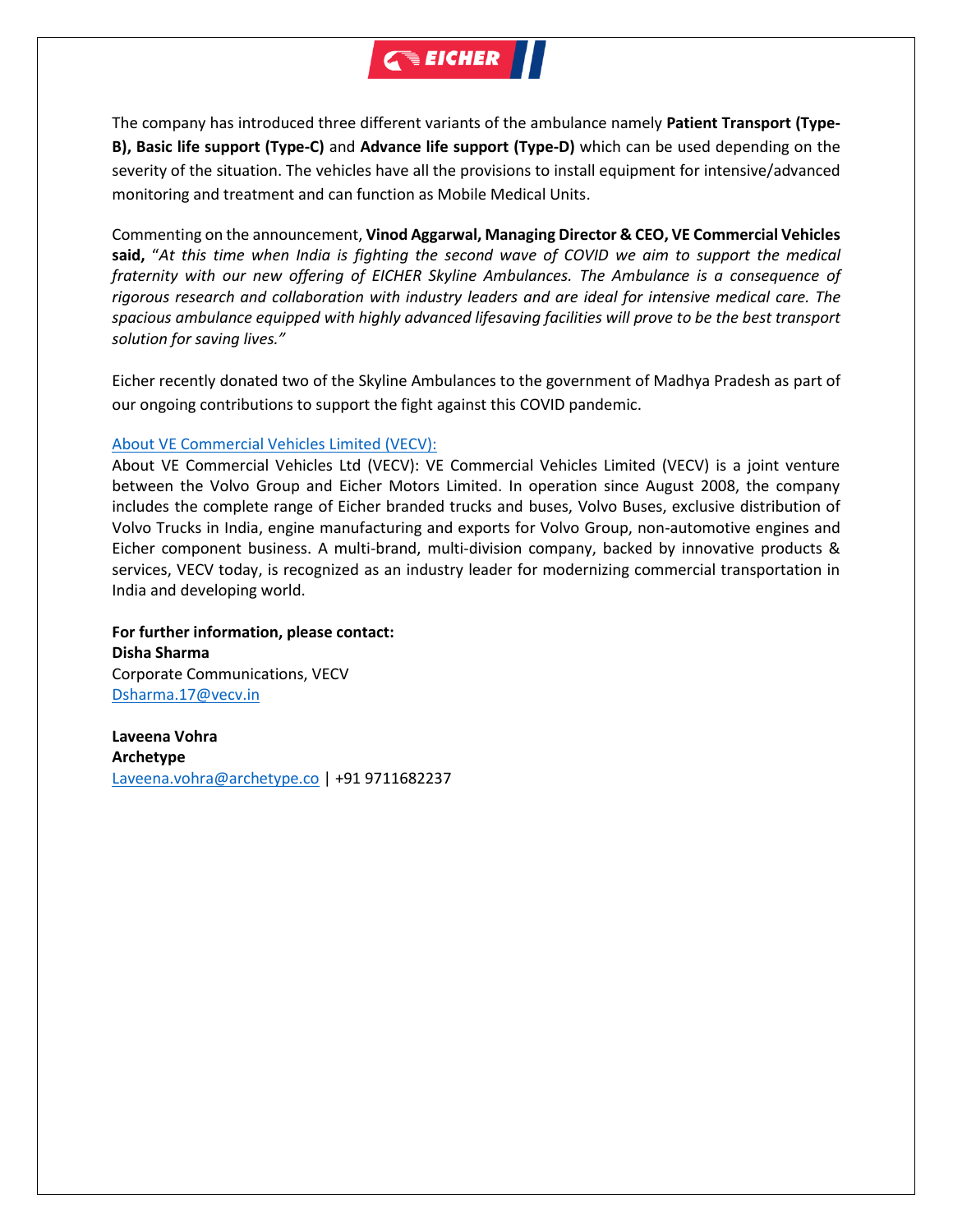The company has introduced three different variants of the ambulance namely **Patient Transport (Type-B), Basic life support (Type-C)** and **Advance life support (Type-D)** which can be used depending on the severity of the situation. The vehicles have all the provisions to install equipment for intensive/advanced monitoring and treatment and can function as Mobile Medical Units.

Commenting on the announcement, **Vinod Aggarwal, Managing Director & CEO, VE Commercial Vehicles said,** "*At this time when India is fighting the second wave of COVID we aim to support the medical fraternity with our new offering of EICHER Skyline Ambulances. The Ambulance is a consequence of rigorous research and collaboration with industry leaders and are ideal for intensive medical care. The spacious ambulance equipped with highly advanced lifesaving facilities will prove to be the best transport solution for saving lives.*"

Eicher recently donated two of the Skyline Ambulances to the government of Madhya Pradesh as part of our ongoing contributions to support the fight against this COVID pandemic.

About VE Commercial Vehicles Limited (VECV):

About VE Commercial Vehicles Ltd (VECV): VE Commercial Vehicles Limited (VECV) is a joint venture between the Volvo Group and Eicher Motors Limited. In operation since August 2008, the company includes the complete range of Eicher branded trucks and buses, Volvo Buses, exclusive distribution of Volvo Trucks in India, engine manufacturing and exports for Volvo Group, non-automotive engines and Eicher component business. A multi-brand, multi-division company, backed by innovative products & services, VECV today, is recognized as an industry leader for modernizing commercial transportation in India and developing world.

**For further information, please contact:**
**Disha Sharma**
Corporate Communications, VECV
Dsharma.17@vecv.in

**Laveena Vohra**
**Archetype**
Laveena.vohra@archetype.co | +91 9711682237